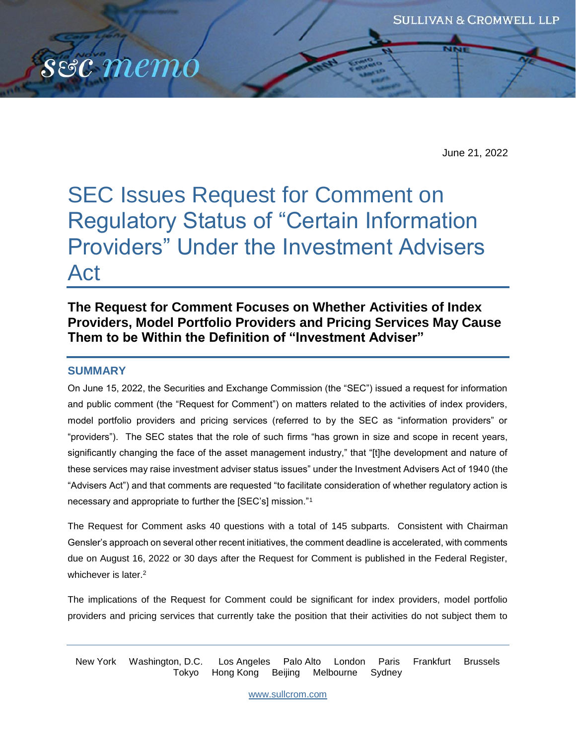June 21, 2022

# SEC Issues Request for Comment on Regulatory Status of "Certain Information Providers" Under the Investment Advisers Act

## The Request for Comment Focuses on Whether Activities of Index Providers, Model Portfolio Providers and Pricing Services May Cause Them to be Within the Definition of "Investment Adviser"

### SUMMARY

On June 15, 2022, the Securities and Exchange Commission (the "SEC") issued a request for information and public comment (the "Request for Comment") on matters related to the activities of index providers, model portfolio providers and pricing services (referred to by the SEC as "information providers" or "providers"). The SEC states that the role of such firms "has grown in size and scope in recent years, significantly changing the face of the asset management industry," that "[t]he development and nature of these services may raise investment adviser status issues" under the Investment Advisers Act of 1940 (the "Advisers Act") and that comments are requested "to facilitate consideration of whether regulatory action is necessary and appropriate to further the [SEC's] mission."[1]

The Request for Comment asks 40 questions with a total of 145 subparts. Consistent with Chairman Gensler's approach on several other recent initiatives, the comment deadline is accelerated, with comments due on August 16, 2022 or 30 days after the Request for Comment is published in the Federal Register, whichever is later.[2]

The implications of the Request for Comment could be significant for index providers, model portfolio providers and pricing services that currently take the position that their activities do not subject them to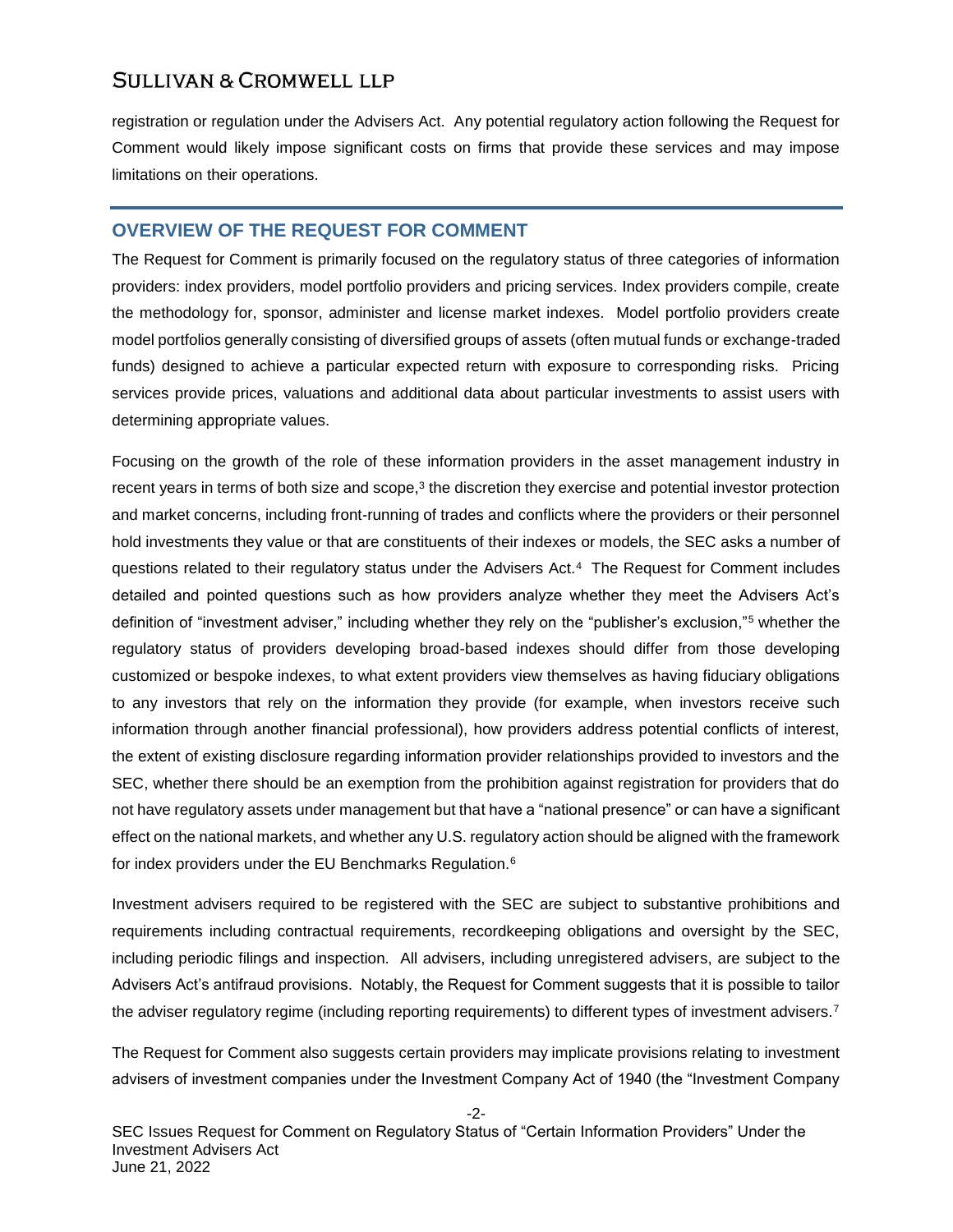registration or regulation under the Advisers Act. Any potential regulatory action following the Request for Comment would likely impose significant costs on firms that provide these services and may impose limitations on their operations.

## OVERVIEW OF THE REQUEST FOR COMMENT

The Request for Comment is primarily focused on the regulatory status of three categories of information providers: index providers, model portfolio providers and pricing services. Index providers compile, create the methodology for, sponsor, administer and license market indexes. Model portfolio providers create model portfolios generally consisting of diversified groups of assets (often mutual funds or exchange-traded funds) designed to achieve a particular expected return with exposure to corresponding risks. Pricing services provide prices, valuations and additional data about particular investments to assist users with determining appropriate values.

Focusing on the growth of the role of these information providers in the asset management industry in recent years in terms of both size and scope,[3] the discretion they exercise and potential investor protection and market concerns, including front-running of trades and conflicts where the providers or their personnel hold investments they value or that are constituents of their indexes or models, the SEC asks a number of questions related to their regulatory status under the Advisers Act.[4] The Request for Comment includes detailed and pointed questions such as how providers analyze whether they meet the Advisers Act's definition of "investment adviser," including whether they rely on the "publisher's exclusion,"[5] whether the regulatory status of providers developing broad-based indexes should differ from those developing customized or bespoke indexes, to what extent providers view themselves as having fiduciary obligations to any investors that rely on the information they provide (for example, when investors receive such information through another financial professional), how providers address potential conflicts of interest, the extent of existing disclosure regarding information provider relationships provided to investors and the SEC, whether there should be an exemption from the prohibition against registration for providers that do not have regulatory assets under management but that have a "national presence" or can have a significant effect on the national markets, and whether any U.S. regulatory action should be aligned with the framework for index providers under the EU Benchmarks Regulation.[6]

Investment advisers required to be registered with the SEC are subject to substantive prohibitions and requirements including contractual requirements, recordkeeping obligations and oversight by the SEC, including periodic filings and inspection. All advisers, including unregistered advisers, are subject to the Advisers Act's antifraud provisions. Notably, the Request for Comment suggests that it is possible to tailor the adviser regulatory regime (including reporting requirements) to different types of investment advisers.[7]

The Request for Comment also suggests certain providers may implicate provisions relating to investment advisers of investment companies under the Investment Company Act of 1940 (the "Investment Company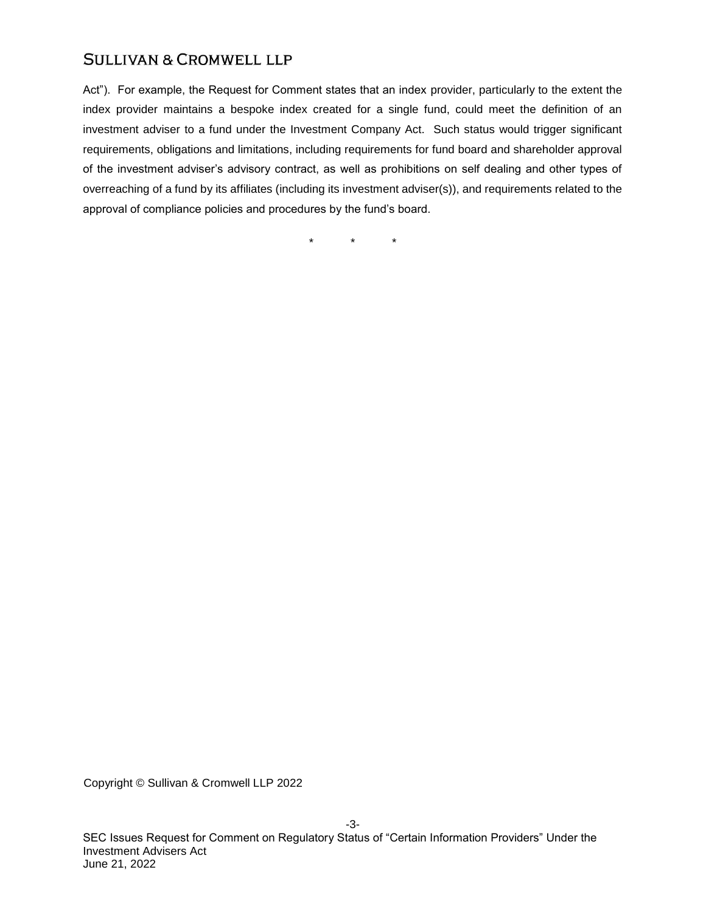Act"). For example, the Request for Comment states that an index provider, particularly to the extent the index provider maintains a bespoke index created for a single fund, could meet the definition of an investment adviser to a fund under the Investment Company Act. Such status would trigger significant requirements, obligations and limitations, including requirements for fund board and shareholder approval of the investment adviser's advisory contract, as well as prohibitions on self dealing and other types of overreaching of a fund by its affiliates (including its investment adviser(s)), and requirements related to the approval of compliance policies and procedures by the fund's board.

\*       \*       \*

Copyright © Sullivan & Cromwell LLP 2022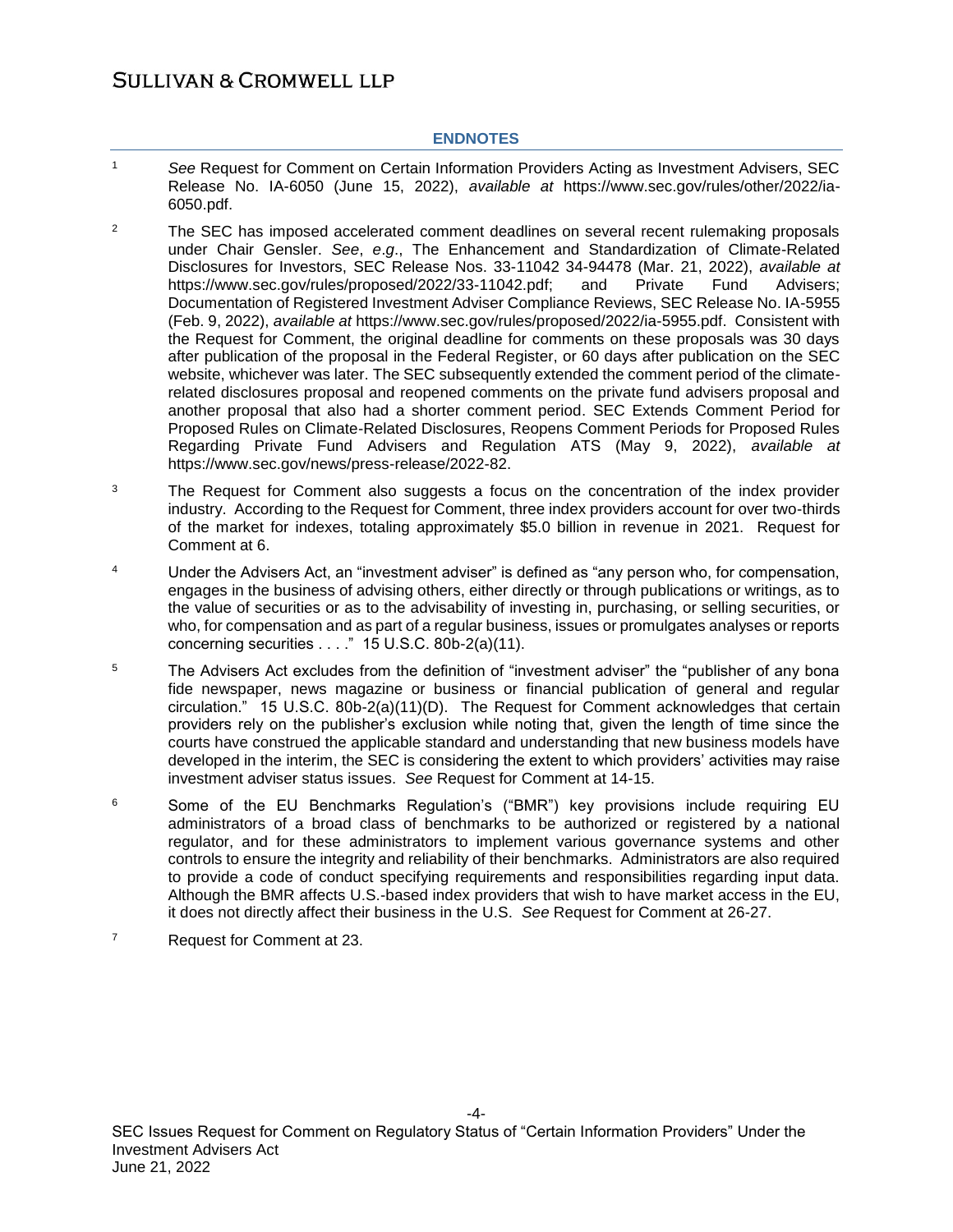## ENDNOTES

1. *See* Request for Comment on Certain Information Providers Acting as Investment Advisers, SEC Release No. IA-6050 (June 15, 2022), *available at* https://www.sec.gov/rules/other/2022/ia-6050.pdf.

2. The SEC has imposed accelerated comment deadlines on several recent rulemaking proposals under Chair Gensler. *See*, *e.g*., The Enhancement and Standardization of Climate-Related Disclosures for Investors, SEC Release Nos. 33-11042 34-94478 (Mar. 21, 2022), *available at* https://www.sec.gov/rules/proposed/2022/33-11042.pdf; and Private Fund Advisers; Documentation of Registered Investment Adviser Compliance Reviews, SEC Release No. IA-5955 (Feb. 9, 2022), *available at* https://www.sec.gov/rules/proposed/2022/ia-5955.pdf. Consistent with the Request for Comment, the original deadline for comments on these proposals was 30 days after publication of the proposal in the Federal Register, or 60 days after publication on the SEC website, whichever was later. The SEC subsequently extended the comment period of the climate-related disclosures proposal and reopened comments on the private fund advisers proposal and another proposal that also had a shorter comment period. SEC Extends Comment Period for Proposed Rules on Climate-Related Disclosures, Reopens Comment Periods for Proposed Rules Regarding Private Fund Advisers and Regulation ATS (May 9, 2022), *available at* https://www.sec.gov/news/press-release/2022-82.

3. The Request for Comment also suggests a focus on the concentration of the index provider industry. According to the Request for Comment, three index providers account for over two-thirds of the market for indexes, totaling approximately $5.0 billion in revenue in 2021. Request for Comment at 6.

4. Under the Advisers Act, an "investment adviser" is defined as "any person who, for compensation, engages in the business of advising others, either directly or through publications or writings, as to the value of securities or as to the advisability of investing in, purchasing, or selling securities, or who, for compensation and as part of a regular business, issues or promulgates analyses or reports concerning securities . . . ." 15 U.S.C. 80b-2(a)(11).

5. The Advisers Act excludes from the definition of "investment adviser" the "publisher of any bona fide newspaper, news magazine or business or financial publication of general and regular circulation." 15 U.S.C. 80b-2(a)(11)(D). The Request for Comment acknowledges that certain providers rely on the publisher's exclusion while noting that, given the length of time since the courts have construed the applicable standard and understanding that new business models have developed in the interim, the SEC is considering the extent to which providers' activities may raise investment adviser status issues. *See* Request for Comment at 14-15.

6. Some of the EU Benchmarks Regulation's ("BMR") key provisions include requiring EU administrators of a broad class of benchmarks to be authorized or registered by a national regulator, and for these administrators to implement various governance systems and other controls to ensure the integrity and reliability of their benchmarks. Administrators are also required to provide a code of conduct specifying requirements and responsibilities regarding input data. Although the BMR affects U.S.-based index providers that wish to have market access in the EU, it does not directly affect their business in the U.S. *See* Request for Comment at 26-27.

7. Request for Comment at 23.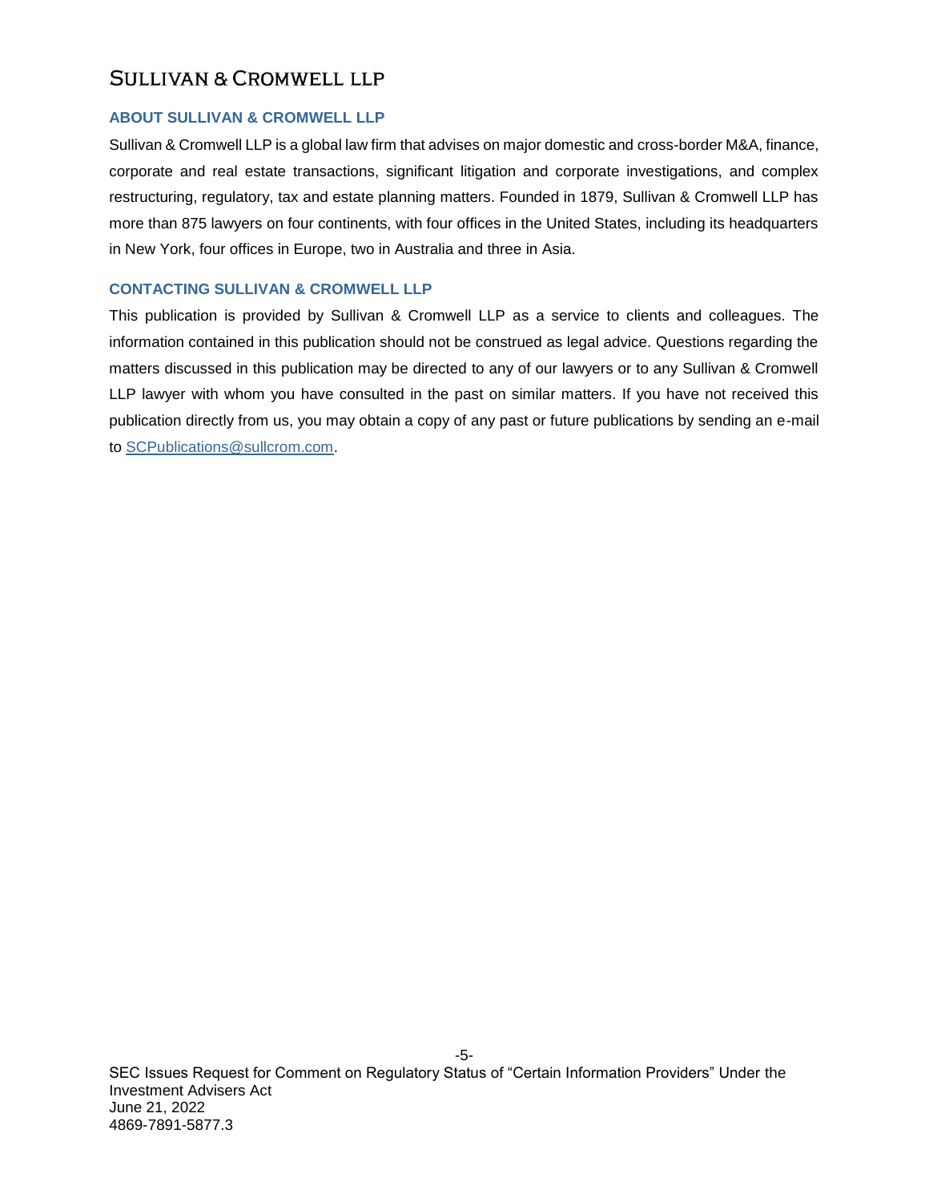## ABOUT SULLIVAN & CROMWELL LLP

Sullivan & Cromwell LLP is a global law firm that advises on major domestic and cross-border M&A, finance, corporate and real estate transactions, significant litigation and corporate investigations, and complex restructuring, regulatory, tax and estate planning matters. Founded in 1879, Sullivan & Cromwell LLP has more than 875 lawyers on four continents, with four offices in the United States, including its headquarters in New York, four offices in Europe, two in Australia and three in Asia.

## CONTACTING SULLIVAN & CROMWELL LLP

This publication is provided by Sullivan & Cromwell LLP as a service to clients and colleagues. The information contained in this publication should not be construed as legal advice. Questions regarding the matters discussed in this publication may be directed to any of our lawyers or to any Sullivan & Cromwell LLP lawyer with whom you have consulted in the past on similar matters. If you have not received this publication directly from us, you may obtain a copy of any past or future publications by sending an e-mail to SCPublications@sullcrom.com.